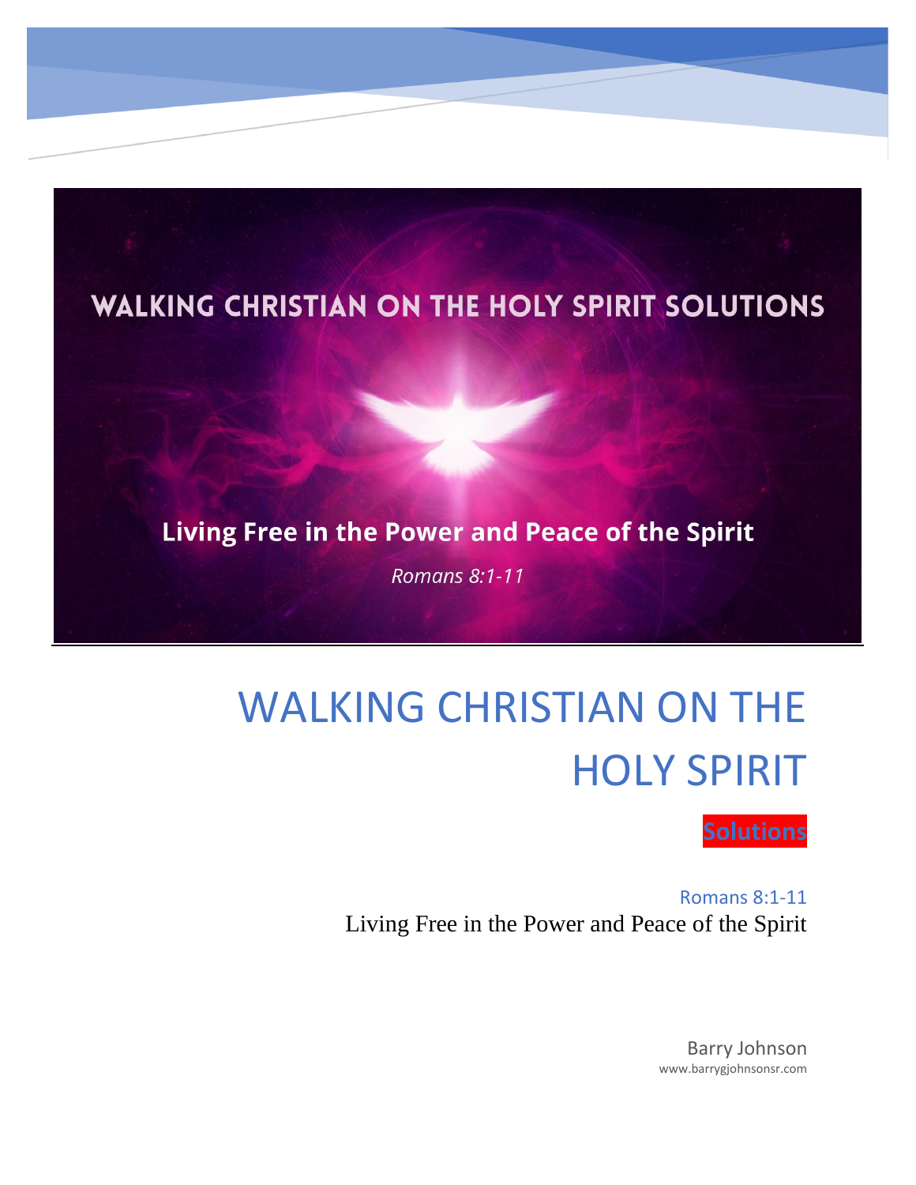WALKING CHRISTIAN ON THE HOLY SPIRIT SOLUTIONS

**Living Free in the Power and Peace of the Spirit**

*Romans 8:1-11*

# WALKING CHRISTIAN ON THE HOLY SPIRIT

**Solutions**

Romans 8:1-11

Living Free in the Power and Peace of the Spirit

Barry Johnson

www.barrygjohnsonsr.com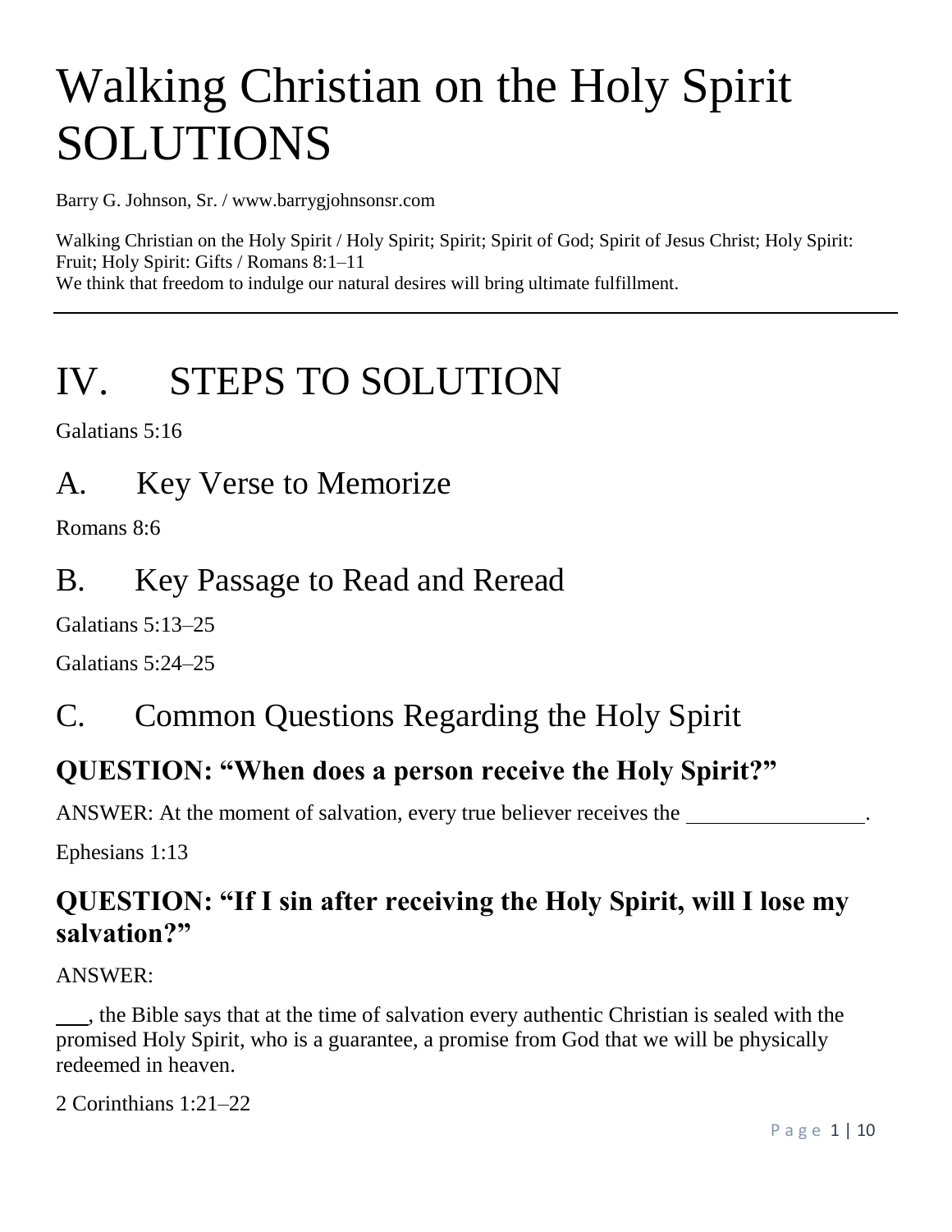# Walking Christian on the Holy Spirit SOLUTIONS

Barry G. Johnson, Sr. / www.barrygjohnsonsr.com

Walking Christian on the Holy Spirit / Holy Spirit; Spirit; Spirit of God; Spirit of Jesus Christ; Holy Spirit: Fruit; Holy Spirit: Gifts / Romans 8:1–11
We think that freedom to indulge our natural desires will bring ultimate fulfillment.

---

# IV. STEPS TO SOLUTION

Galatians 5:16

## A. Key Verse to Memorize

Romans 8:6

## B. Key Passage to Read and Reread

Galatians 5:13–25

Galatians 5:24–25

## C. Common Questions Regarding the Holy Spirit

### QUESTION: "When does a person receive the Holy Spirit?"

ANSWER: At the moment of salvation, every true believer receives the ________________.

Ephesians 1:13

### QUESTION: "If I sin after receiving the Holy Spirit, will I lose my salvation?"

ANSWER:

___, the Bible says that at the time of salvation every authentic Christian is sealed with the promised Holy Spirit, who is a guarantee, a promise from God that we will be physically redeemed in heaven.

2 Corinthians 1:21–22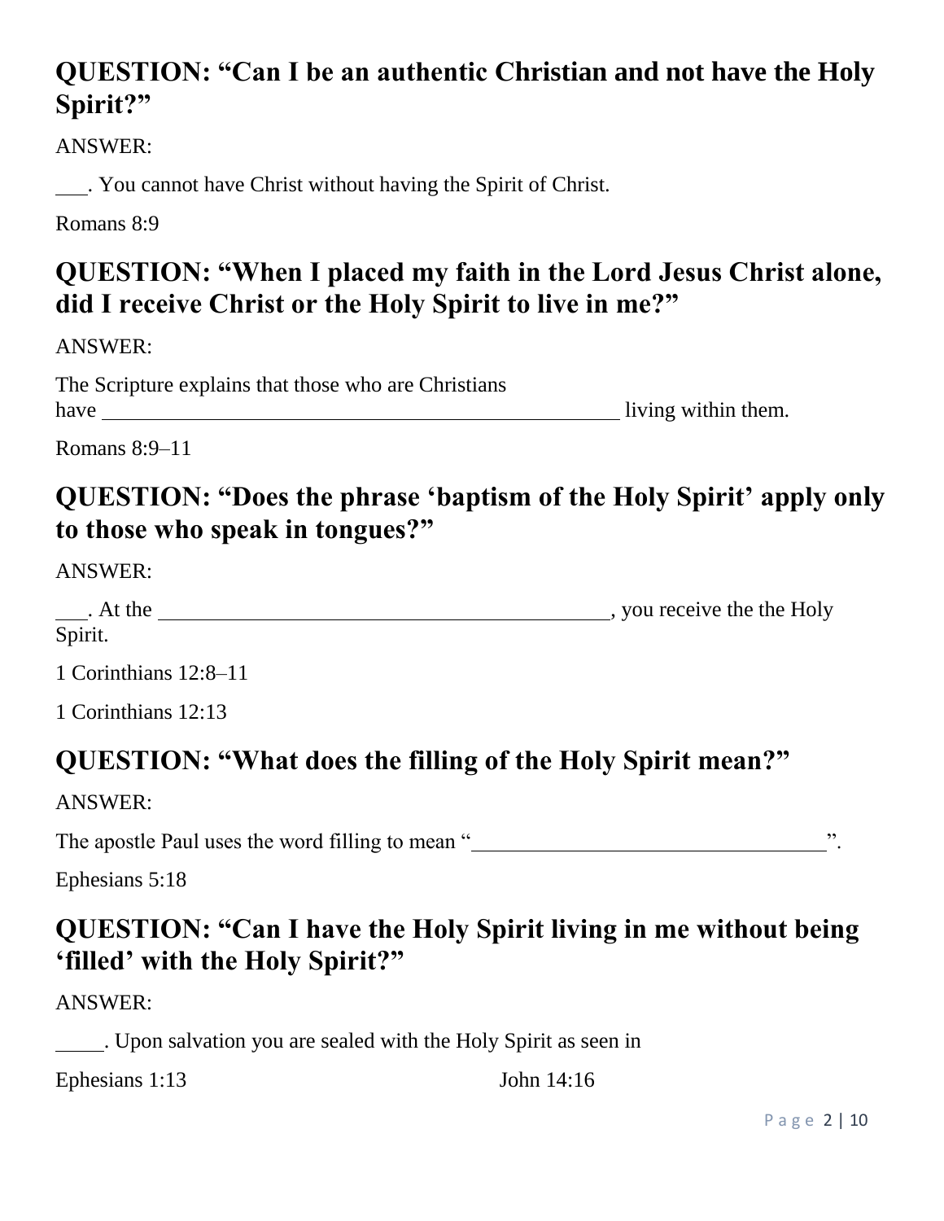## QUESTION: "Can I be an authentic Christian and not have the Holy Spirit?"

ANSWER:

___. You cannot have Christ without having the Spirit of Christ.

Romans 8:9

## QUESTION: "When I placed my faith in the Lord Jesus Christ alone, did I receive Christ or the Holy Spirit to live in me?"

ANSWER:

The Scripture explains that those who are Christians have __________________________________________________ living within them.

Romans 8:9–11

## QUESTION: "Does the phrase 'baptism of the Holy Spirit' apply only to those who speak in tongues?"

ANSWER:

___. At the ___________________________________________, you receive the the Holy Spirit.

1 Corinthians 12:8–11

1 Corinthians 12:13

## QUESTION: "What does the filling of the Holy Spirit mean?"

ANSWER:

The apostle Paul uses the word filling to mean "_________________________________".

Ephesians 5:18

## QUESTION: "Can I have the Holy Spirit living in me without being 'filled' with the Holy Spirit?"

ANSWER:

_____. Upon salvation you are sealed with the Holy Spirit as seen in

Ephesians 1:13

John 14:16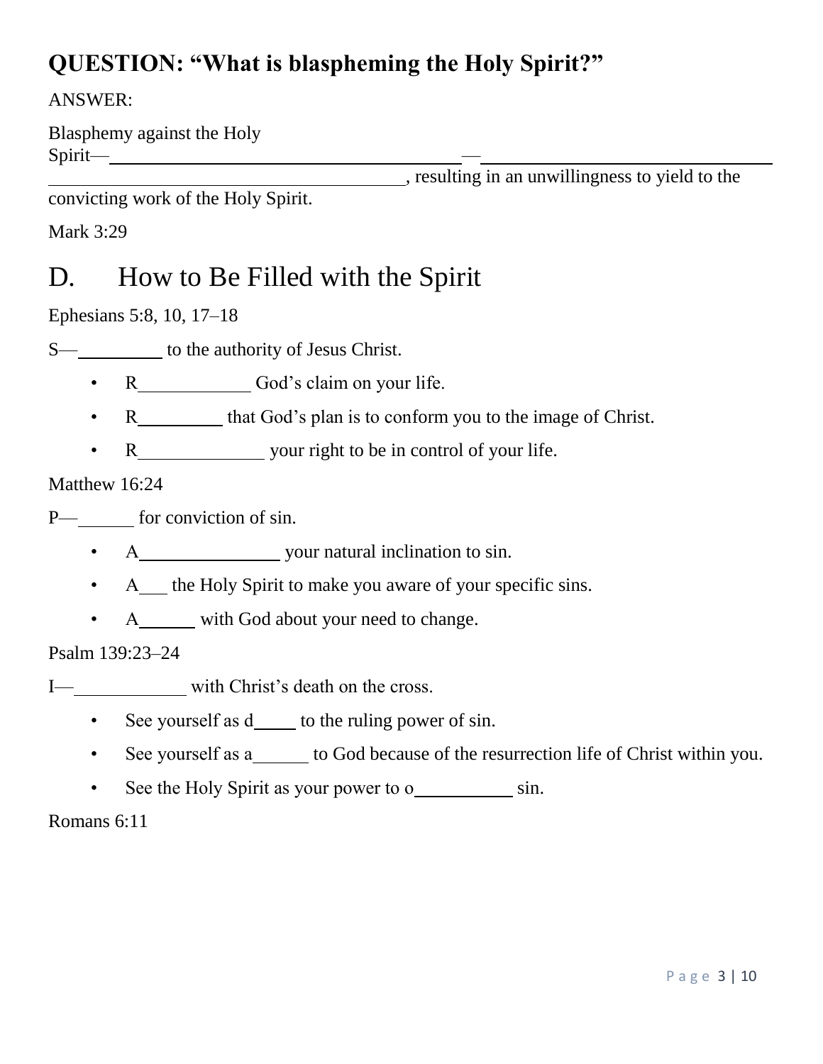## QUESTION: "What is blaspheming the Holy Spirit?"

ANSWER:

Blasphemy against the Holy Spirit—\_\_\_\_\_\_\_\_\_\_\_\_\_\_\_\_\_\_\_\_\_\_\_\_\_\_\_\_\_\_—\_\_\_\_\_\_\_\_\_\_\_\_\_\_\_\_\_\_\_\_\_\_\_\_\_\_\_\_\_\_ \_\_\_\_\_\_\_\_\_\_\_\_\_\_\_\_\_\_\_\_\_\_\_\_\_\_\_\_\_\_, resulting in an unwillingness to yield to the convicting work of the Holy Spirit.

Mark 3:29

# D. How to Be Filled with the Spirit

Ephesians 5:8, 10, 17–18

S—\_\_\_\_\_\_\_\_ to the authority of Jesus Christ.

- R\_\_\_\_\_\_\_\_\_\_ God's claim on your life.
- R\_\_\_\_\_\_\_\_ that God's plan is to conform you to the image of Christ.
- R\_\_\_\_\_\_\_\_\_\_\_ your right to be in control of your life.

Matthew 16:24

P—\_\_\_\_\_ for conviction of sin.

- A\_\_\_\_\_\_\_\_\_\_\_\_\_ your natural inclination to sin.
- A\_\_ the Holy Spirit to make you aware of your specific sins.
- A\_\_\_\_\_ with God about your need to change.

Psalm 139:23–24

I—\_\_\_\_\_\_\_\_\_\_ with Christ's death on the cross.

- See yourself as d\_\_\_\_ to the ruling power of sin.
- See yourself as a\_\_\_\_\_ to God because of the resurrection life of Christ within you.
- See the Holy Spirit as your power to o\_\_\_\_\_\_\_\_\_ sin.

Romans 6:11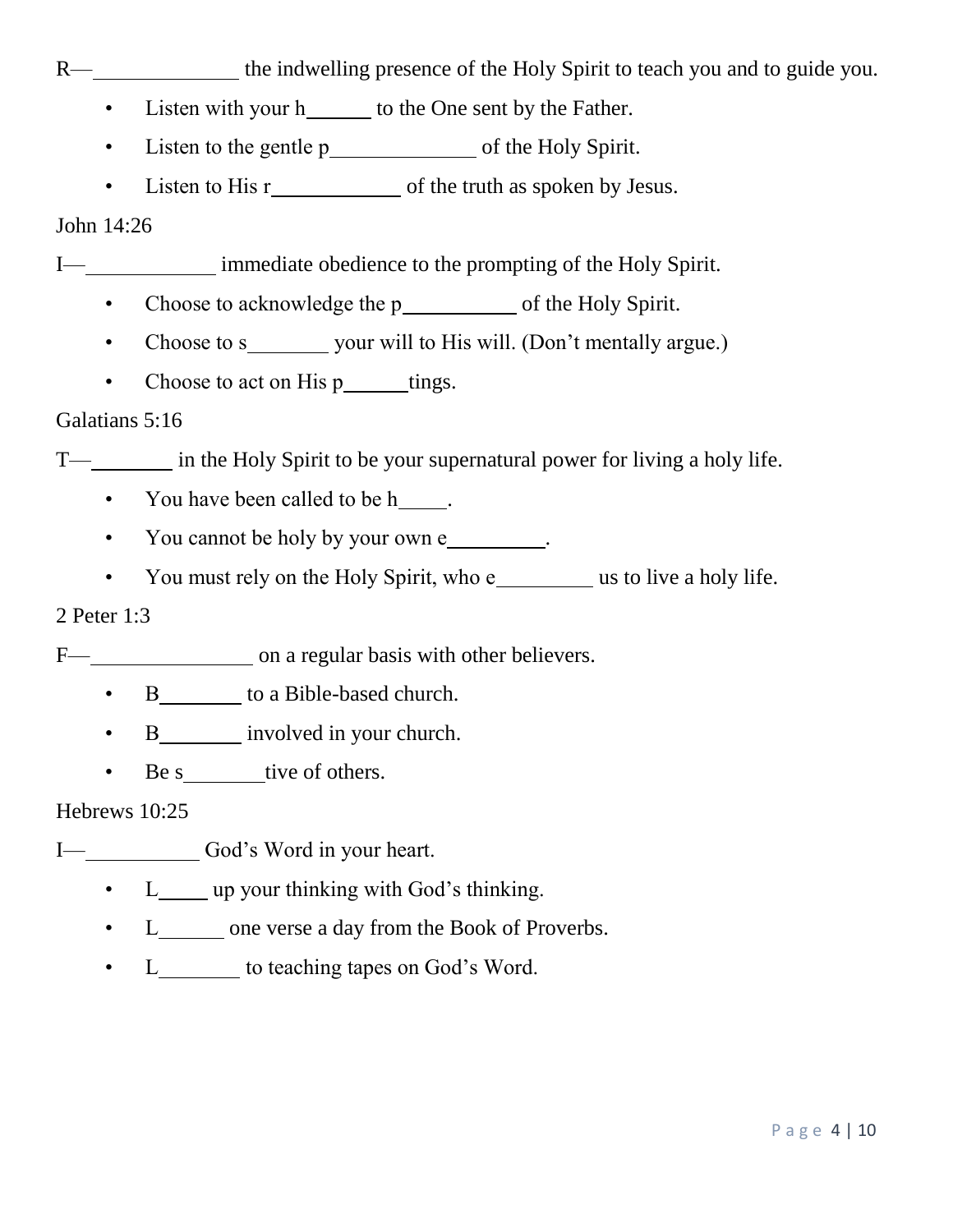R—\_\_\_\_\_\_\_\_\_\_\_\_\_\_ the indwelling presence of the Holy Spirit to teach you and to guide you.

- Listen with your h\_\_\_\_\_\_ to the One sent by the Father.
- Listen to the gentle p\_\_\_\_\_\_\_\_\_\_\_\_\_\_ of the Holy Spirit.
- Listen to His r\_\_\_\_\_\_\_\_\_\_\_\_\_ of the truth as spoken by Jesus.

John 14:26

I—\_\_\_\_\_\_\_\_\_\_\_\_\_ immediate obedience to the prompting of the Holy Spirit.

- Choose to acknowledge the p\_\_\_\_\_\_\_\_\_\_\_ of the Holy Spirit.
- Choose to s\_\_\_\_\_\_\_\_ your will to His will. (Don't mentally argue.)
- Choose to act on His p\_\_\_\_\_\_tings.

Galatians 5:16

T—\_\_\_\_\_\_\_\_ in the Holy Spirit to be your supernatural power for living a holy life.

- You have been called to be h\_\_\_\_\_.
- You cannot be holy by your own e\_\_\_\_\_\_\_\_\_\_.
- You must rely on the Holy Spirit, who e\_\_\_\_\_\_\_\_\_\_ us to live a holy life.

2 Peter 1:3

F—\_\_\_\_\_\_\_\_\_\_\_\_\_\_\_\_ on a regular basis with other believers.

- B\_\_\_\_\_\_\_\_ to a Bible-based church.
- B\_\_\_\_\_\_\_\_ involved in your church.
- Be s\_\_\_\_\_\_\_\_tive of others.

Hebrews 10:25

I—\_\_\_\_\_\_\_\_\_\_\_ God's Word in your heart.

- L\_\_\_\_\_ up your thinking with God's thinking.
- L\_\_\_\_\_\_\_ one verse a day from the Book of Proverbs.
- L\_\_\_\_\_\_\_\_ to teaching tapes on God's Word.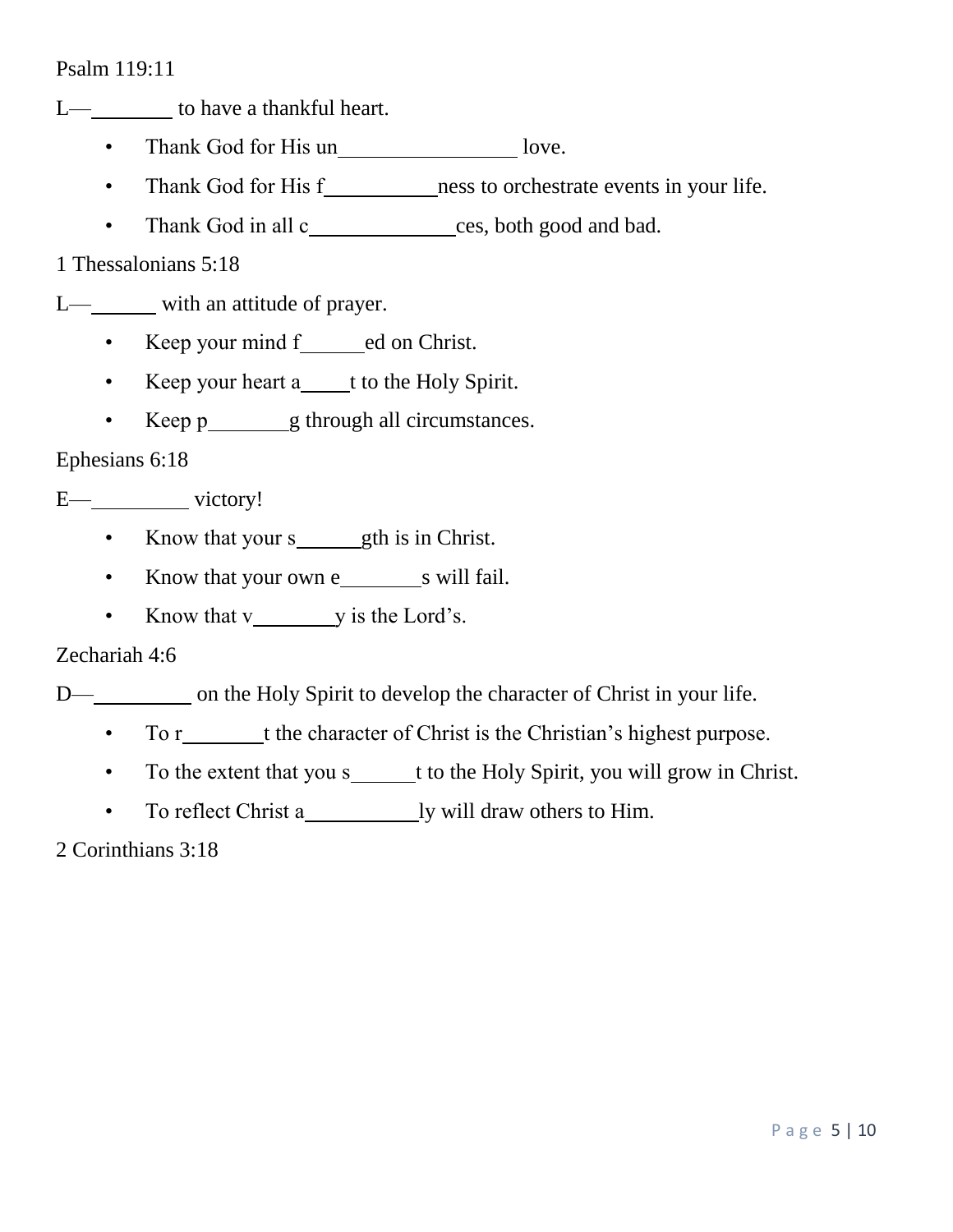Psalm 119:11

L—________ to have a thankful heart.

- Thank God for His un_________________ love.
- Thank God for His f___________ness to orchestrate events in your life.
- Thank God in all c______________ces, both good and bad.

1 Thessalonians 5:18

L—______ with an attitude of prayer.

- Keep your mind f______ed on Christ.
- Keep your heart a_____t to the Holy Spirit.
- Keep p________g through all circumstances.

Ephesians 6:18

E—_________ victory!

- Know that your s______gth is in Christ.
- Know that your own e________s will fail.
- Know that v________y is the Lord's.

Zechariah 4:6

D—_________ on the Holy Spirit to develop the character of Christ in your life.

- To r________t the character of Christ is the Christian's highest purpose.
- To the extent that you s______t to the Holy Spirit, you will grow in Christ.
- To reflect Christ a___________ly will draw others to Him.

2 Corinthians 3:18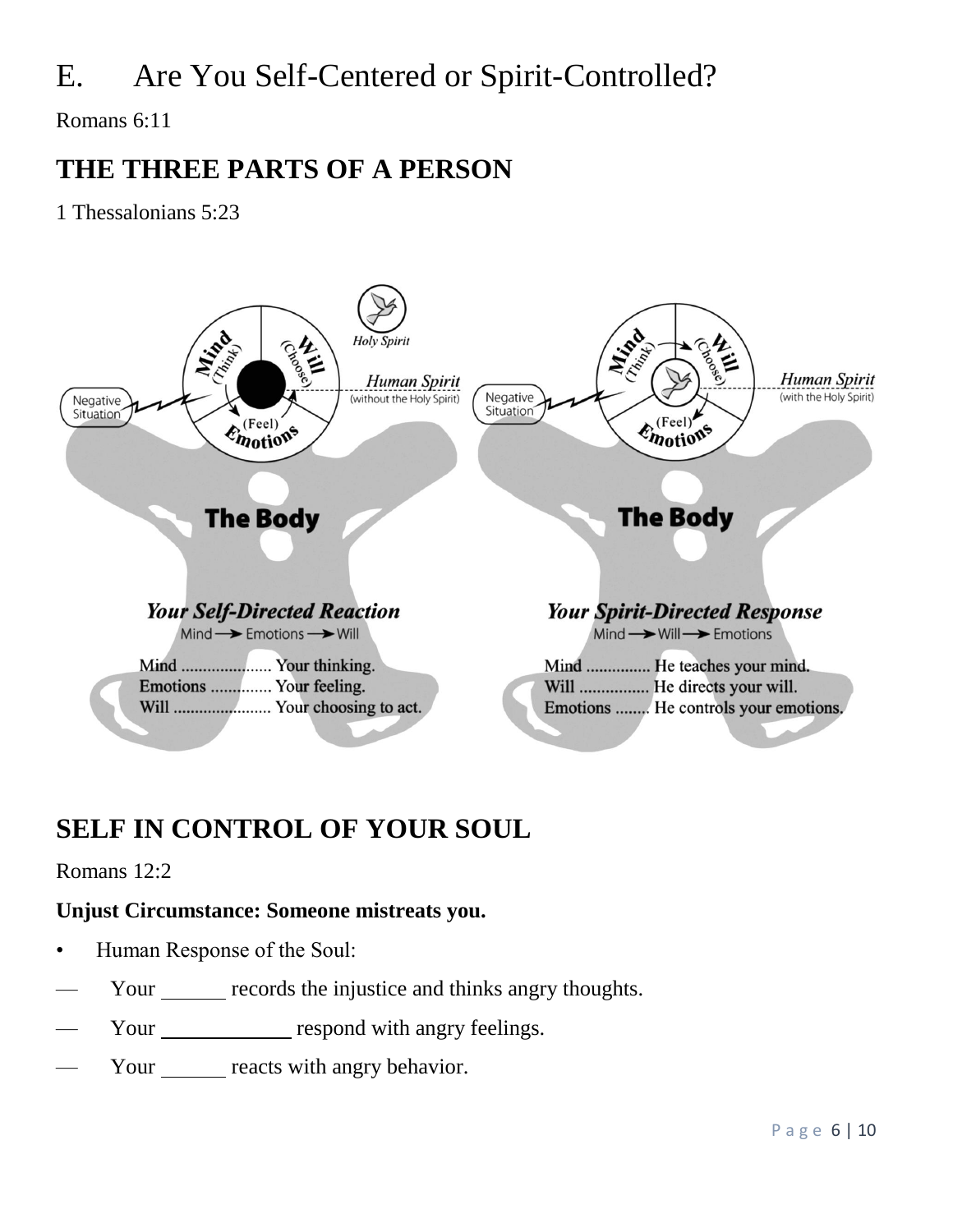# E. Are You Self-Centered or Spirit-Controlled?

Romans 6:11

## THE THREE PARTS OF A PERSON

1 Thessalonians 5:23

Holy Spirit

Mind (Think) — Will (Choose) — (Feel) Emotions

Negative Situation

Human Spirit (without the Holy Spirit)

The Body

***Your Self-Directed Reaction***

Mind → Emotions → Will

Mind .................... Your thinking.
Emotions .............. Your feeling.
Will ...................... Your choosing to act.

Mind (Think) — Will (Choose) — (Feel) Emotions

Negative Situation

Human Spirit (with the Holy Spirit)

The Body

***Your Spirit-Directed Response***

Mind → Will → Emotions

Mind .............. He teaches your mind.
Will ................ He directs your will.
Emotions ........ He controls your emotions.

## SELF IN CONTROL OF YOUR SOUL

Romans 12:2

**Unjust Circumstance: Someone mistreats you.**

- Human Response of the Soul:
  - — Your ______ records the injustice and thinks angry thoughts.
  - — Your ____________ respond with angry feelings.
  - — Your ______ reacts with angry behavior.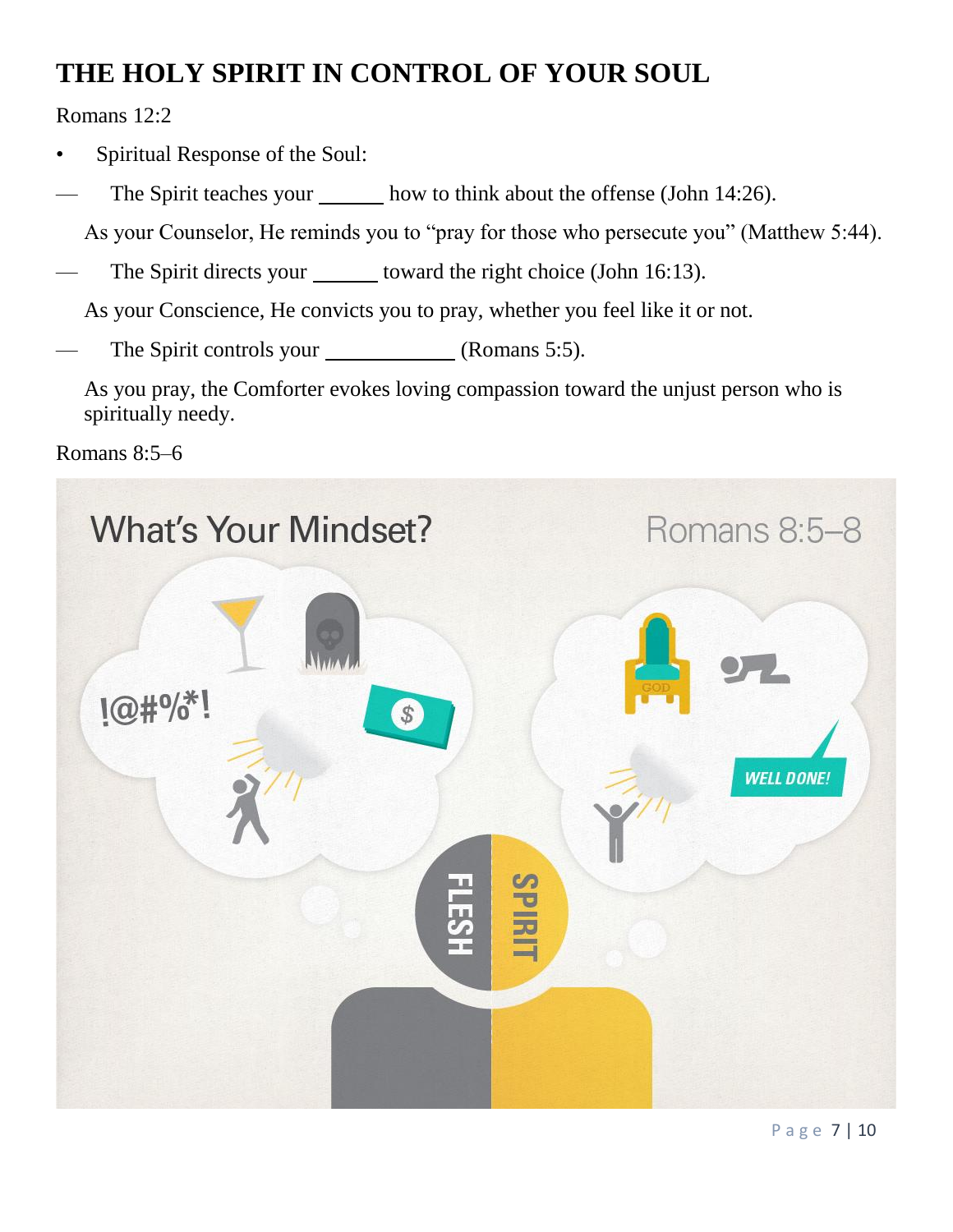# THE HOLY SPIRIT IN CONTROL OF YOUR SOUL

Romans 12:2

- Spiritual Response of the Soul:

— The Spirit teaches your ______ how to think about the offense (John 14:26).

As your Counselor, He reminds you to "pray for those who persecute you" (Matthew 5:44).

— The Spirit directs your ______ toward the right choice (John 16:13).

As your Conscience, He convicts you to pray, whether you feel like it or not.

— The Spirit controls your ____________ (Romans 5:5).

As you pray, the Comforter evokes loving compassion toward the unjust person who is spiritually needy.

Romans 8:5–6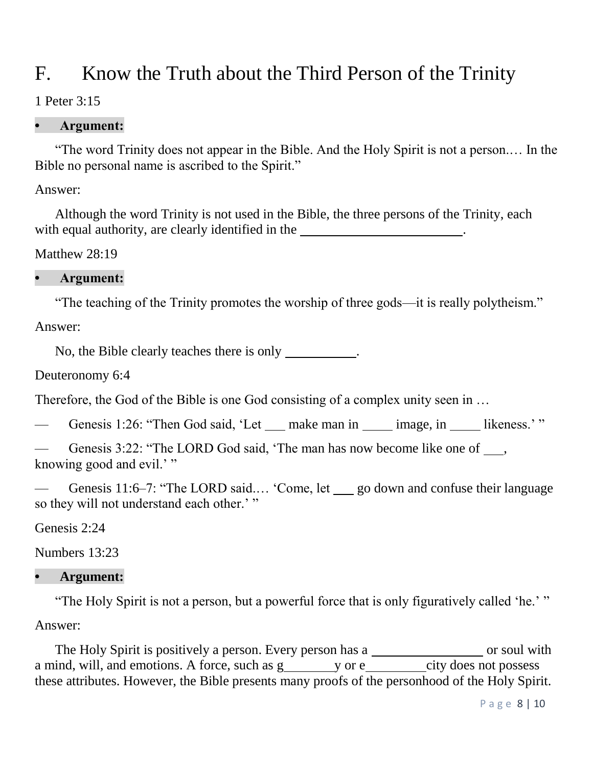# F. Know the Truth about the Third Person of the Trinity

1 Peter 3:15

- **Argument:**

"The word Trinity does not appear in the Bible. And the Holy Spirit is not a person.… In the Bible no personal name is ascribed to the Spirit."

Answer:

Although the word Trinity is not used in the Bible, the three persons of the Trinity, each with equal authority, are clearly identified in the ________________________.

Matthew 28:19

- **Argument:**

"The teaching of the Trinity promotes the worship of three gods—it is really polytheism."

Answer:

No, the Bible clearly teaches there is only __________.

Deuteronomy 6:4

Therefore, the God of the Bible is one God consisting of a complex unity seen in …

— Genesis 1:26: "Then God said, 'Let ___ make man in _____ image, in _____ likeness.' "

— Genesis 3:22: "The LORD God said, 'The man has now become like one of ___, knowing good and evil.' "

— Genesis 11:6–7: "The LORD said.… 'Come, let ___ go down and confuse their language so they will not understand each other.' "

Genesis 2:24

Numbers 13:23

- **Argument:**

"The Holy Spirit is not a person, but a powerful force that is only figuratively called 'he.' "

Answer:

The Holy Spirit is positively a person. Every person has a ________________ or soul with a mind, will, and emotions. A force, such as g________y or e_________city does not possess these attributes. However, the Bible presents many proofs of the personhood of the Holy Spirit.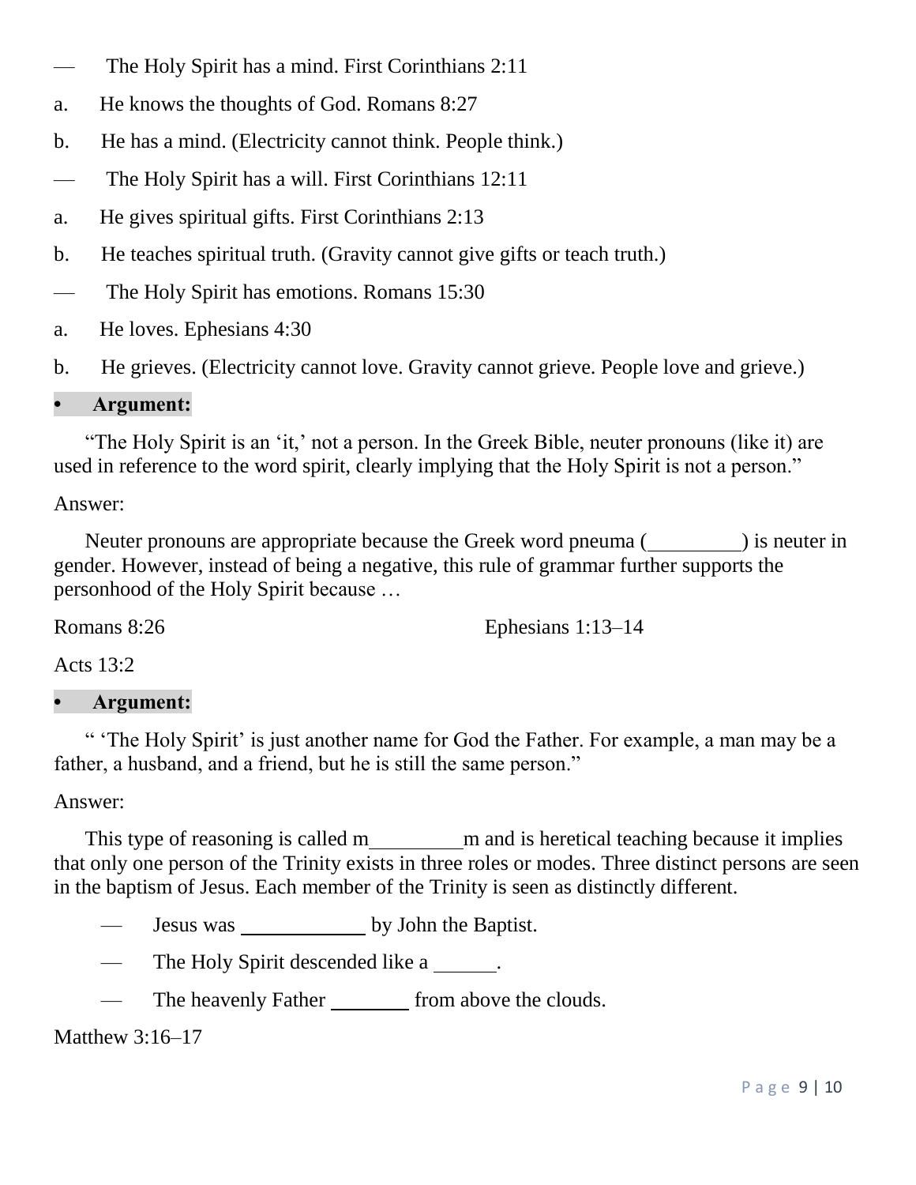— The Holy Spirit has a mind. First Corinthians 2:11

a. He knows the thoughts of God. Romans 8:27

b. He has a mind. (Electricity cannot think. People think.)

— The Holy Spirit has a will. First Corinthians 12:11

a. He gives spiritual gifts. First Corinthians 2:13

b. He teaches spiritual truth. (Gravity cannot give gifts or teach truth.)

— The Holy Spirit has emotions. Romans 15:30

a. He loves. Ephesians 4:30

b. He grieves. (Electricity cannot love. Gravity cannot grieve. People love and grieve.)

- **Argument:**

"The Holy Spirit is an 'it,' not a person. In the Greek Bible, neuter pronouns (like it) are used in reference to the word spirit, clearly implying that the Holy Spirit is not a person."

Answer:

Neuter pronouns are appropriate because the Greek word pneuma (_________) is neuter in gender. However, instead of being a negative, this rule of grammar further supports the personhood of the Holy Spirit because …

Romans 8:26

Ephesians 1:13–14

Acts 13:2

- **Argument:**

" 'The Holy Spirit' is just another name for God the Father. For example, a man may be a father, a husband, and a friend, but he is still the same person."

Answer:

This type of reasoning is called m_________m and is heretical teaching because it implies that only one person of the Trinity exists in three roles or modes. Three distinct persons are seen in the baptism of Jesus. Each member of the Trinity is seen as distinctly different.

— Jesus was ____________ by John the Baptist.

— The Holy Spirit descended like a ______.

— The heavenly Father ________ from above the clouds.

Matthew 3:16–17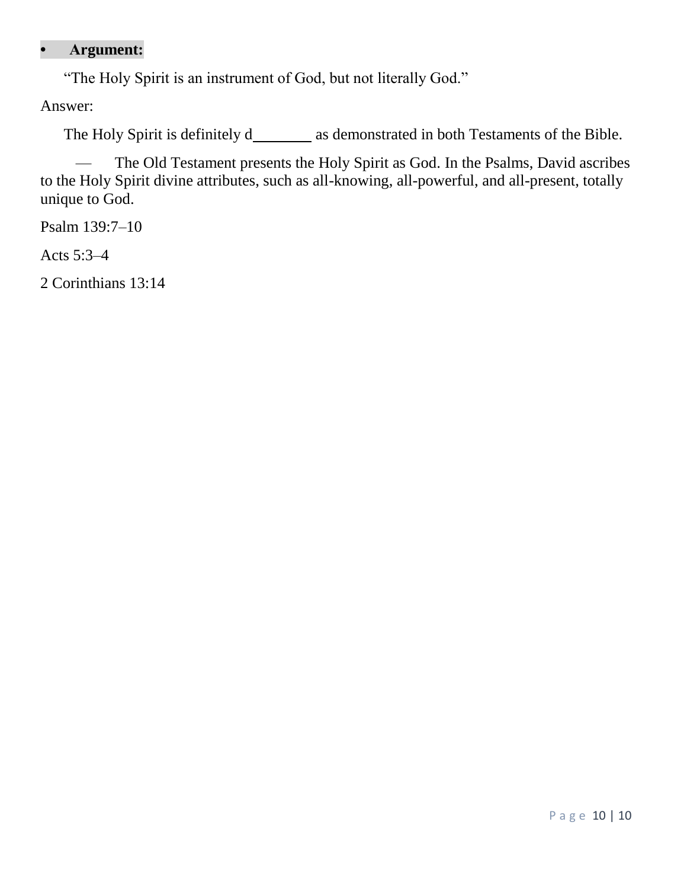- **Argument:**

“The Holy Spirit is an instrument of God, but not literally God.”

Answer:

The Holy Spirit is definitely d________ as demonstrated in both Testaments of the Bible.

— The Old Testament presents the Holy Spirit as God. In the Psalms, David ascribes to the Holy Spirit divine attributes, such as all-knowing, all-powerful, and all-present, totally unique to God.

Psalm 139:7–10

Acts 5:3–4

2 Corinthians 13:14